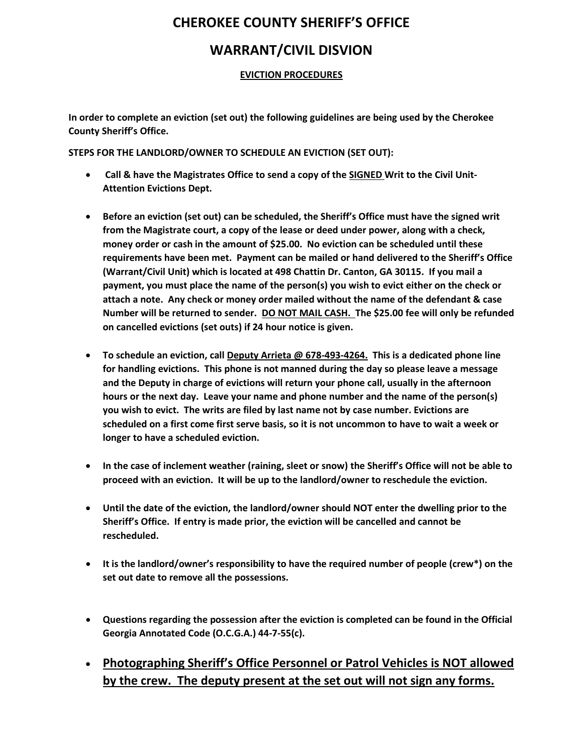# CHEROKEE COUNTY SHERIFF'S OFFICE

# WARRANT/CIVIL DISVION

**EVICTION PROCEDURES**

**In order to complete an eviction (set out) the following guidelines are being used by the Cherokee County Sheriff's Office.**

**STEPS FOR THE LANDLORD/OWNER TO SCHEDULE AN EVICTION (SET OUT):**

- **Call & have the Magistrates Office to send a copy of the SIGNED Writ to the Civil Unit- Attention Evictions Dept.**
- **Before an eviction (set out) can be scheduled, the Sheriff's Office must have the signed writ from the Magistrate court, a copy of the lease or deed under power, along with a check, money order or cash in the amount of $25.00. No eviction can be scheduled until these requirements have been met. Payment can be mailed or hand delivered to the Sheriff's Office (Warrant/Civil Unit) which is located at 498 Chattin Dr. Canton, GA 30115. If you mail a payment, you must place the name of the person(s) you wish to evict either on the check or attach a note. Any check or money order mailed without the name of the defendant & case Number will be returned to sender. DO NOT MAIL CASH. The $25.00 fee will only be refunded on cancelled evictions (set outs) if 24 hour notice is given.**
- **To schedule an eviction, call Deputy Arrieta @ 678-493-4264. This is a dedicated phone line for handling evictions. This phone is not manned during the day so please leave a message and the Deputy in charge of evictions will return your phone call, usually in the afternoon hours or the next day. Leave your name and phone number and the name of the person(s) you wish to evict. The writs are filed by last name not by case number. Evictions are scheduled on a first come first serve basis, so it is not uncommon to have to wait a week or longer to have a scheduled eviction.**
- **In the case of inclement weather (raining, sleet or snow) the Sheriff's Office will not be able to proceed with an eviction. It will be up to the landlord/owner to reschedule the eviction.**
- **Until the date of the eviction, the landlord/owner should NOT enter the dwelling prior to the Sheriff's Office. If entry is made prior, the eviction will be cancelled and cannot be rescheduled.**
- **It is the landlord/owner's responsibility to have the required number of people (crew*) on the set out date to remove all the possessions.**
- **Questions regarding the possession after the eviction is completed can be found in the Official Georgia Annotated Code (O.C.G.A.) 44-7-55(c).**
- **Photographing Sheriff's Office Personnel or Patrol Vehicles is NOT allowed by the crew. The deputy present at the set out will not sign any forms.**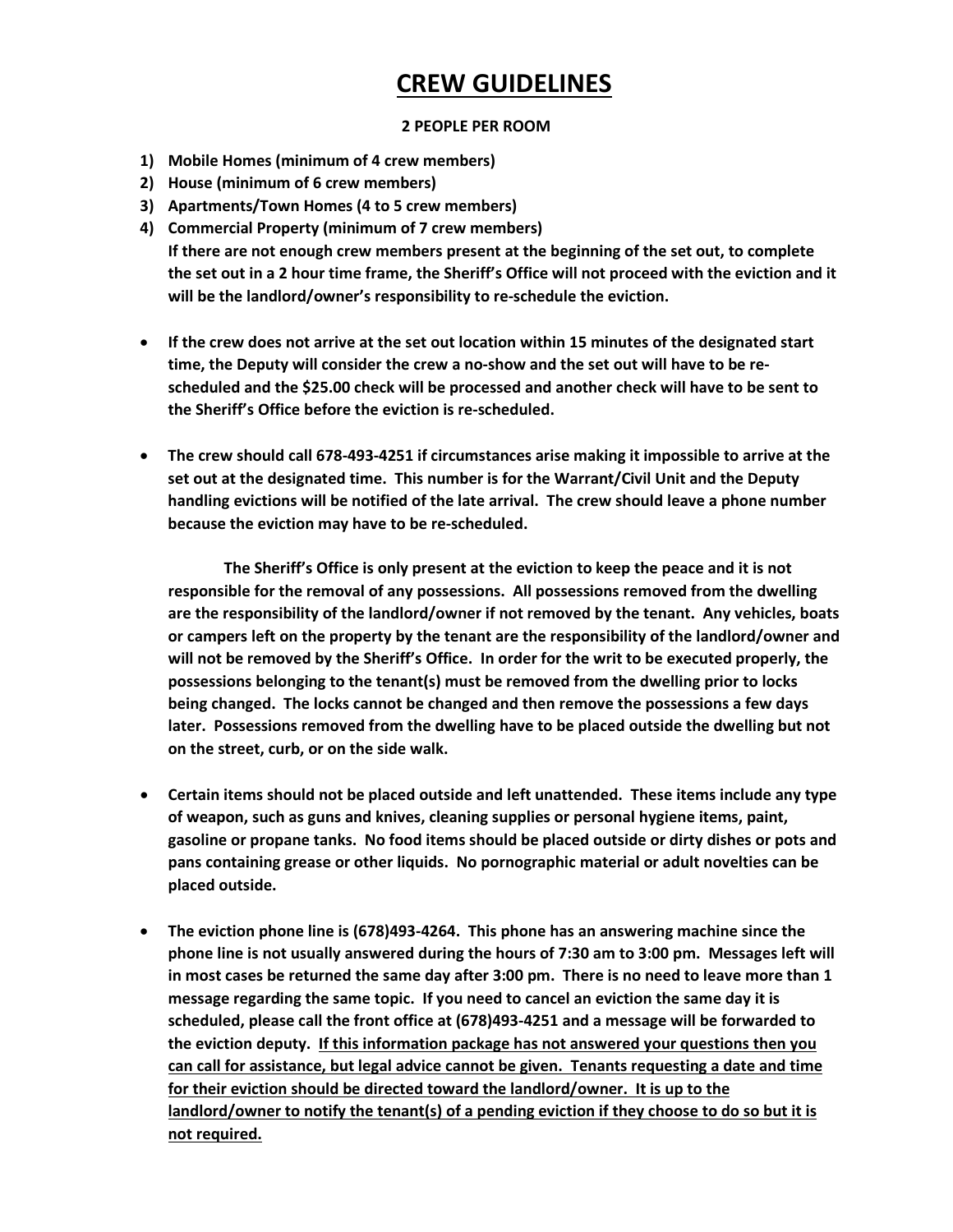# CREW GUIDELINES

**2 PEOPLE PER ROOM**

1) **Mobile Homes (minimum of 4 crew members)**
2) **House (minimum of 6 crew members)**
3) **Apartments/Town Homes (4 to 5 crew members)**
4) **Commercial Property (minimum of 7 crew members)**
   **If there are not enough crew members present at the beginning of the set out, to complete the set out in a 2 hour time frame, the Sheriff's Office will not proceed with the eviction and it will be the landlord/owner's responsibility to re-schedule the eviction.**

- **If the crew does not arrive at the set out location within 15 minutes of the designated start time, the Deputy will consider the crew a no-show and the set out will have to be re-scheduled and the $25.00 check will be processed and another check will have to be sent to the Sheriff's Office before the eviction is re-scheduled.**

- **The crew should call 678-493-4251 if circumstances arise making it impossible to arrive at the set out at the designated time. This number is for the Warrant/Civil Unit and the Deputy handling evictions will be notified of the late arrival. The crew should leave a phone number because the eviction may have to be re-scheduled.**

  **The Sheriff's Office is only present at the eviction to keep the peace and it is not responsible for the removal of any possessions. All possessions removed from the dwelling are the responsibility of the landlord/owner if not removed by the tenant. Any vehicles, boats or campers left on the property by the tenant are the responsibility of the landlord/owner and will not be removed by the Sheriff's Office. In order for the writ to be executed properly, the possessions belonging to the tenant(s) must be removed from the dwelling prior to locks being changed. The locks cannot be changed and then remove the possessions a few days later. Possessions removed from the dwelling have to be placed outside the dwelling but not on the street, curb, or on the side walk.**

- **Certain items should not be placed outside and left unattended. These items include any type of weapon, such as guns and knives, cleaning supplies or personal hygiene items, paint, gasoline or propane tanks. No food items should be placed outside or dirty dishes or pots and pans containing grease or other liquids. No pornographic material or adult novelties can be placed outside.**

- **The eviction phone line is (678)493-4264. This phone has an answering machine since the phone line is not usually answered during the hours of 7:30 am to 3:00 pm. Messages left will in most cases be returned the same day after 3:00 pm. There is no need to leave more than 1 message regarding the same topic. If you need to cancel an eviction the same day it is scheduled, please call the front office at (678)493-4251 and a message will be forwarded to the eviction deputy. <u>If this information package has not answered your questions then you can call for assistance, but legal advice cannot be given. Tenants requesting a date and time for their eviction should be directed toward the landlord/owner. It is up to the landlord/owner to notify the tenant(s) of a pending eviction if they choose to do so but it is not required.</u>**